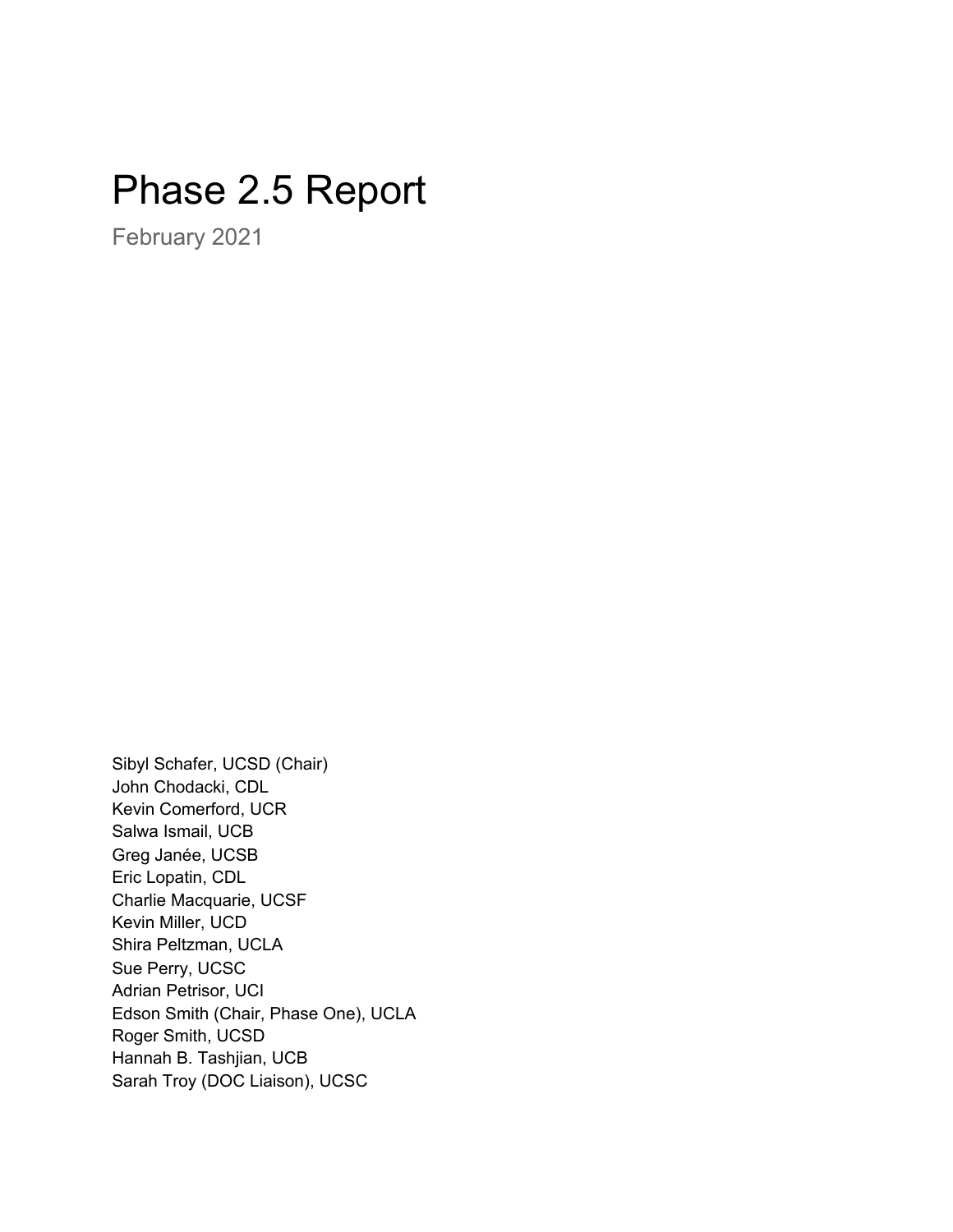# Phase 2.5 Report

February 2021

Sibyl Schafer, UCSD (Chair)
John Chodacki, CDL
Kevin Comerford, UCR
Salwa Ismail, UCB
Greg Janée, UCSB
Eric Lopatin, CDL
Charlie Macquarie, UCSF
Kevin Miller, UCD
Shira Peltzman, UCLA
Sue Perry, UCSC
Adrian Petrisor, UCI
Edson Smith (Chair, Phase One), UCLA
Roger Smith, UCSD
Hannah B. Tashjian, UCB
Sarah Troy (DOC Liaison), UCSC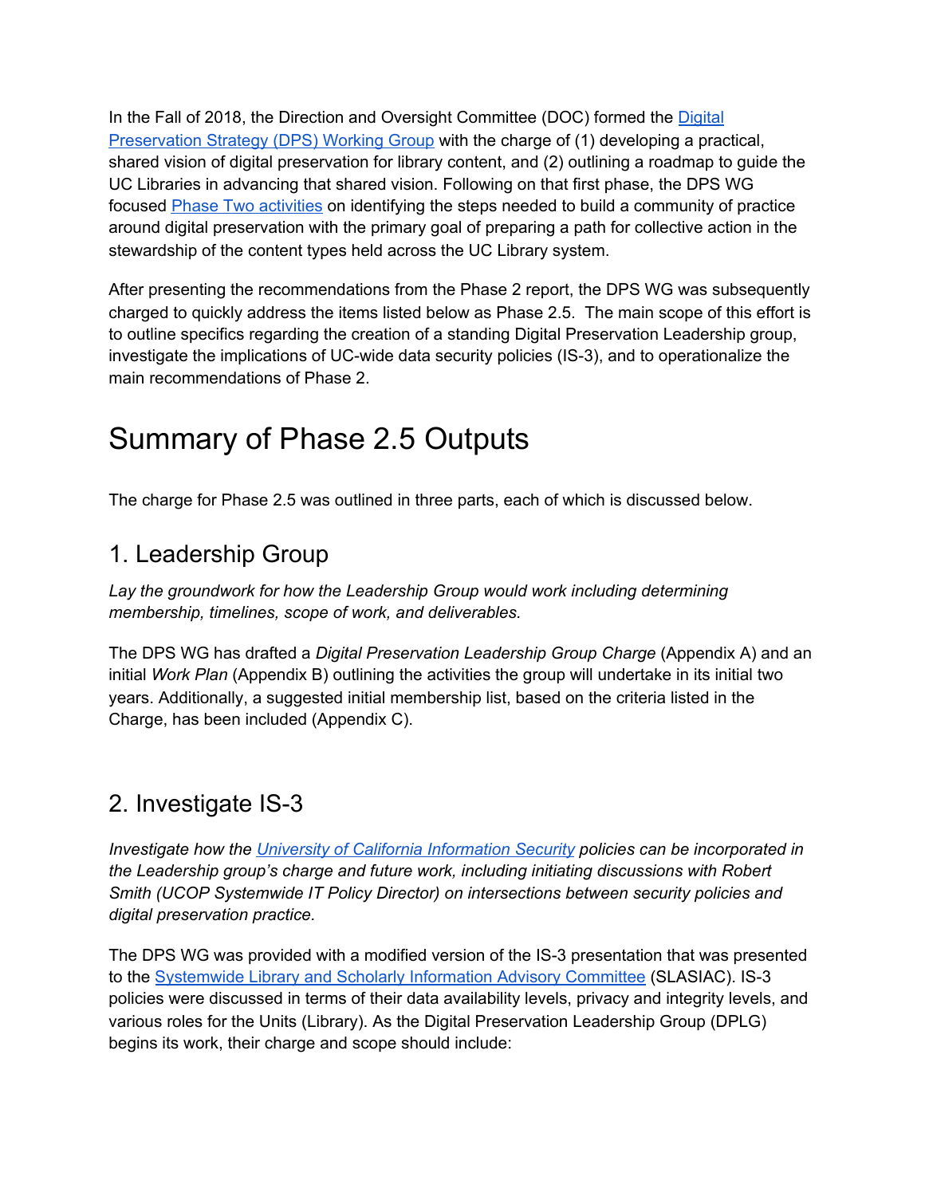In the Fall of 2018, the Direction and Oversight Committee (DOC) formed the [Digital Preservation Strategy (DPS) Working Group]() with the charge of (1) developing a practical, shared vision of digital preservation for library content, and (2) outlining a roadmap to guide the UC Libraries in advancing that shared vision. Following on that first phase, the DPS WG focused [Phase Two activities]() on identifying the steps needed to build a community of practice around digital preservation with the primary goal of preparing a path for collective action in the stewardship of the content types held across the UC Library system.

After presenting the recommendations from the Phase 2 report, the DPS WG was subsequently charged to quickly address the items listed below as Phase 2.5. The main scope of this effort is to outline specifics regarding the creation of a standing Digital Preservation Leadership group, investigate the implications of UC-wide data security policies (IS-3), and to operationalize the main recommendations of Phase 2.

# Summary of Phase 2.5 Outputs

The charge for Phase 2.5 was outlined in three parts, each of which is discussed below.

## 1. Leadership Group

*Lay the groundwork for how the Leadership Group would work including determining membership, timelines, scope of work, and deliverables.*

The DPS WG has drafted a *Digital Preservation Leadership Group Charge* (Appendix A) and an initial *Work Plan* (Appendix B) outlining the activities the group will undertake in its initial two years. Additionally, a suggested initial membership list, based on the criteria listed in the Charge, has been included (Appendix C).

## 2. Investigate IS-3

*Investigate how the [University of California Information Security]() policies can be incorporated in the Leadership group's charge and future work, including initiating discussions with Robert Smith (UCOP Systemwide IT Policy Director) on intersections between security policies and digital preservation practice.*

The DPS WG was provided with a modified version of the IS-3 presentation that was presented to the [Systemwide Library and Scholarly Information Advisory Committee]() (SLASIAC). IS-3 policies were discussed in terms of their data availability levels, privacy and integrity levels, and various roles for the Units (Library). As the Digital Preservation Leadership Group (DPLG) begins its work, their charge and scope should include: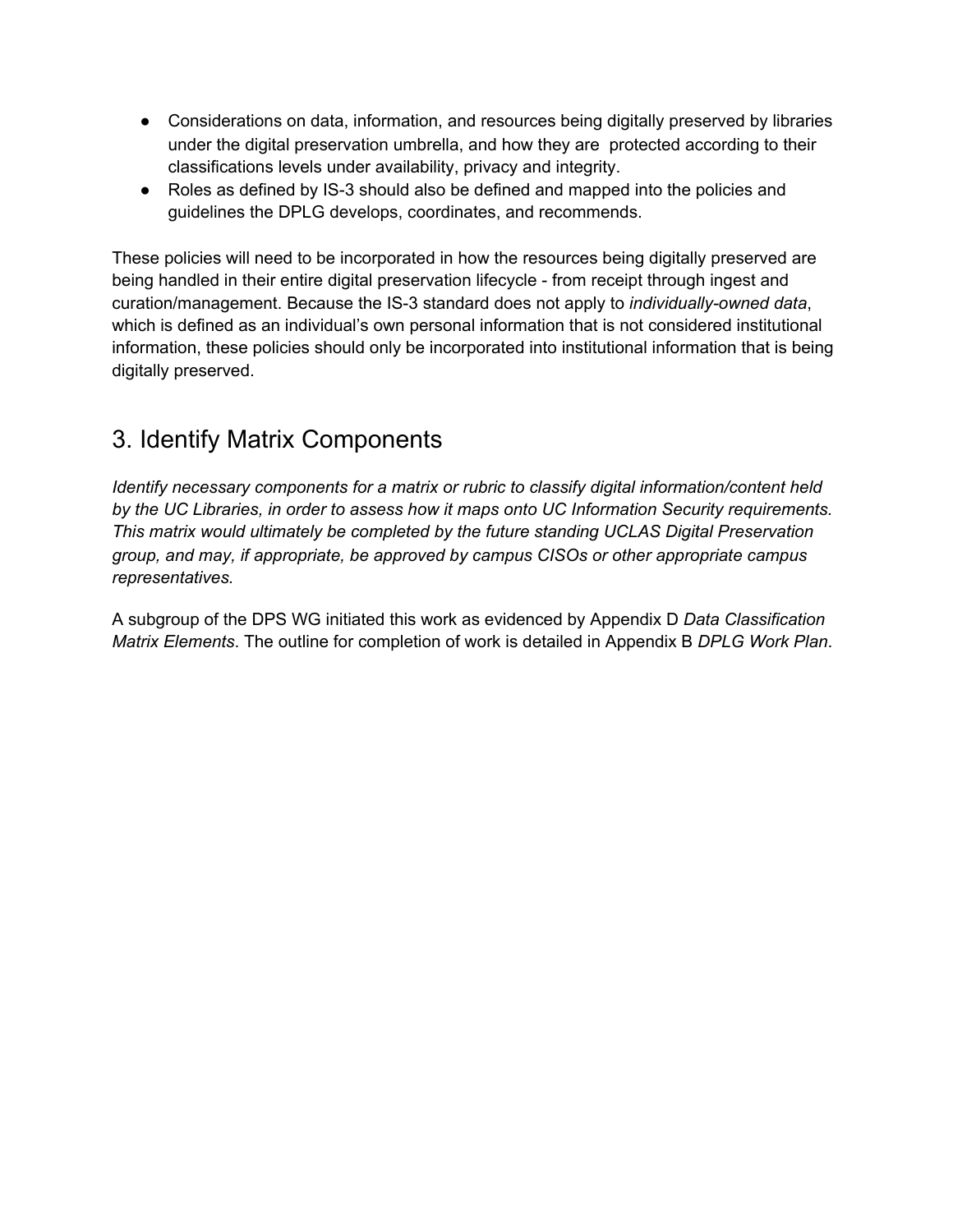- Considerations on data, information, and resources being digitally preserved by libraries under the digital preservation umbrella, and how they are protected according to their classifications levels under availability, privacy and integrity.
- Roles as defined by IS-3 should also be defined and mapped into the policies and guidelines the DPLG develops, coordinates, and recommends.

These policies will need to be incorporated in how the resources being digitally preserved are being handled in their entire digital preservation lifecycle - from receipt through ingest and curation/management. Because the IS-3 standard does not apply to *individually-owned data*, which is defined as an individual's own personal information that is not considered institutional information, these policies should only be incorporated into institutional information that is being digitally preserved.

## 3. Identify Matrix Components

*Identify necessary components for a matrix or rubric to classify digital information/content held by the UC Libraries, in order to assess how it maps onto UC Information Security requirements. This matrix would ultimately be completed by the future standing UCLAS Digital Preservation group, and may, if appropriate, be approved by campus CISOs or other appropriate campus representatives.*

A subgroup of the DPS WG initiated this work as evidenced by Appendix D *Data Classification Matrix Elements*. The outline for completion of work is detailed in Appendix B *DPLG Work Plan*.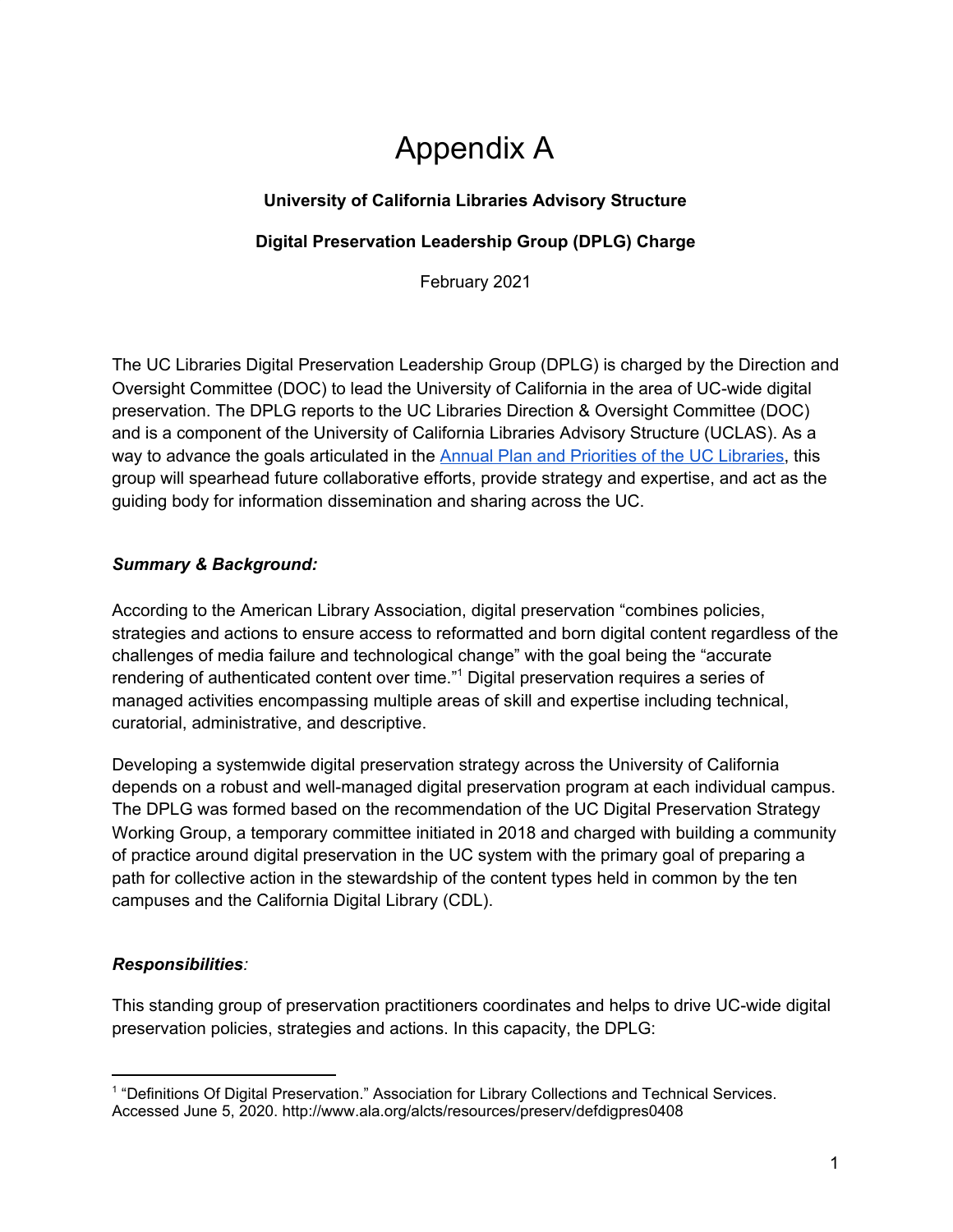# Appendix A

**University of California Libraries Advisory Structure**

**Digital Preservation Leadership Group (DPLG) Charge**

February 2021

The UC Libraries Digital Preservation Leadership Group (DPLG) is charged by the Direction and Oversight Committee (DOC) to lead the University of California in the area of UC-wide digital preservation. The DPLG reports to the UC Libraries Direction & Oversight Committee (DOC) and is a component of the University of California Libraries Advisory Structure (UCLAS). As a way to advance the goals articulated in the [Annual Plan and Priorities of the UC Libraries](), this group will spearhead future collaborative efforts, provide strategy and expertise, and act as the guiding body for information dissemination and sharing across the UC.

***Summary & Background:***

According to the American Library Association, digital preservation "combines policies, strategies and actions to ensure access to reformatted and born digital content regardless of the challenges of media failure and technological change" with the goal being the "accurate rendering of authenticated content over time."[1] Digital preservation requires a series of managed activities encompassing multiple areas of skill and expertise including technical, curatorial, administrative, and descriptive.

Developing a systemwide digital preservation strategy across the University of California depends on a robust and well-managed digital preservation program at each individual campus. The DPLG was formed based on the recommendation of the UC Digital Preservation Strategy Working Group, a temporary committee initiated in 2018 and charged with building a community of practice around digital preservation in the UC system with the primary goal of preparing a path for collective action in the stewardship of the content types held in common by the ten campuses and the California Digital Library (CDL).

***Responsibilities****:*

This standing group of preservation practitioners coordinates and helps to drive UC-wide digital preservation policies, strategies and actions. In this capacity, the DPLG:

[1] "Definitions Of Digital Preservation." Association for Library Collections and Technical Services. Accessed June 5, 2020. http://www.ala.org/alcts/resources/preserv/defdigpres0408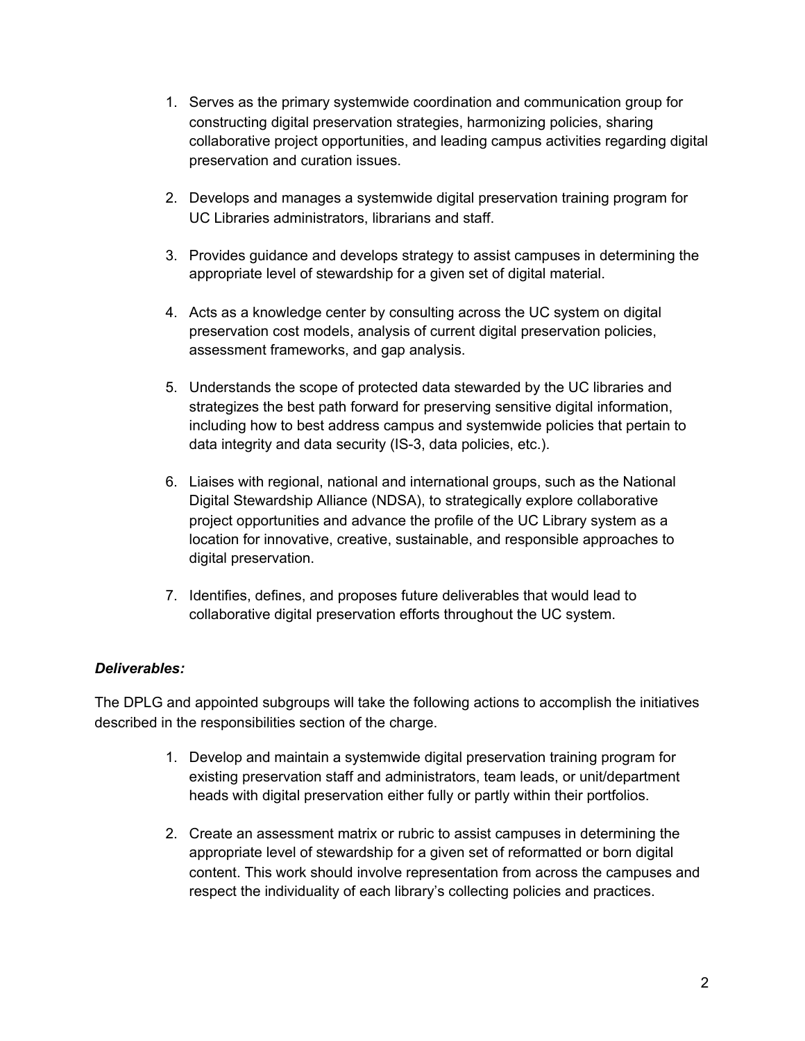1. Serves as the primary systemwide coordination and communication group for constructing digital preservation strategies, harmonizing policies, sharing collaborative project opportunities, and leading campus activities regarding digital preservation and curation issues.

2. Develops and manages a systemwide digital preservation training program for UC Libraries administrators, librarians and staff.

3. Provides guidance and develops strategy to assist campuses in determining the appropriate level of stewardship for a given set of digital material.

4. Acts as a knowledge center by consulting across the UC system on digital preservation cost models, analysis of current digital preservation policies, assessment frameworks, and gap analysis.

5. Understands the scope of protected data stewarded by the UC libraries and strategizes the best path forward for preserving sensitive digital information, including how to best address campus and systemwide policies that pertain to data integrity and data security (IS-3, data policies, etc.).

6. Liaises with regional, national and international groups, such as the National Digital Stewardship Alliance (NDSA), to strategically explore collaborative project opportunities and advance the profile of the UC Library system as a location for innovative, creative, sustainable, and responsible approaches to digital preservation.

7. Identifies, defines, and proposes future deliverables that would lead to collaborative digital preservation efforts throughout the UC system.

***Deliverables:***

The DPLG and appointed subgroups will take the following actions to accomplish the initiatives described in the responsibilities section of the charge.

1. Develop and maintain a systemwide digital preservation training program for existing preservation staff and administrators, team leads, or unit/department heads with digital preservation either fully or partly within their portfolios.

2. Create an assessment matrix or rubric to assist campuses in determining the appropriate level of stewardship for a given set of reformatted or born digital content. This work should involve representation from across the campuses and respect the individuality of each library's collecting policies and practices.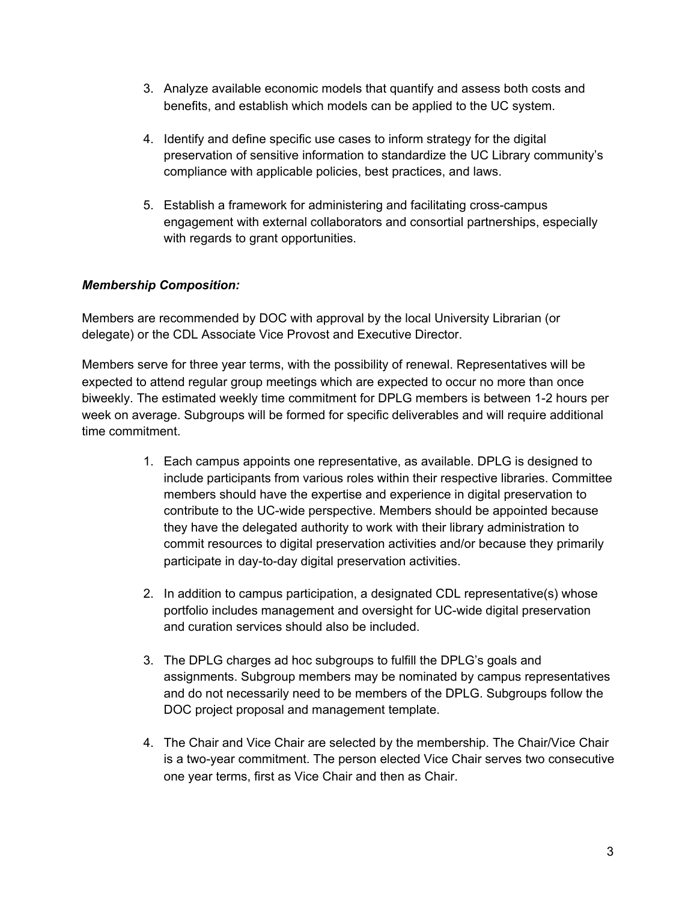3. Analyze available economic models that quantify and assess both costs and benefits, and establish which models can be applied to the UC system.

4. Identify and define specific use cases to inform strategy for the digital preservation of sensitive information to standardize the UC Library community's compliance with applicable policies, best practices, and laws.

5. Establish a framework for administering and facilitating cross-campus engagement with external collaborators and consortial partnerships, especially with regards to grant opportunities.

***Membership Composition:***

Members are recommended by DOC with approval by the local University Librarian (or delegate) or the CDL Associate Vice Provost and Executive Director.

Members serve for three year terms, with the possibility of renewal. Representatives will be expected to attend regular group meetings which are expected to occur no more than once biweekly. The estimated weekly time commitment for DPLG members is between 1-2 hours per week on average. Subgroups will be formed for specific deliverables and will require additional time commitment.

1. Each campus appoints one representative, as available. DPLG is designed to include participants from various roles within their respective libraries. Committee members should have the expertise and experience in digital preservation to contribute to the UC-wide perspective. Members should be appointed because they have the delegated authority to work with their library administration to commit resources to digital preservation activities and/or because they primarily participate in day-to-day digital preservation activities.

2. In addition to campus participation, a designated CDL representative(s) whose portfolio includes management and oversight for UC-wide digital preservation and curation services should also be included.

3. The DPLG charges ad hoc subgroups to fulfill the DPLG's goals and assignments. Subgroup members may be nominated by campus representatives and do not necessarily need to be members of the DPLG. Subgroups follow the DOC project proposal and management template.

4. The Chair and Vice Chair are selected by the membership. The Chair/Vice Chair is a two-year commitment. The person elected Vice Chair serves two consecutive one year terms, first as Vice Chair and then as Chair.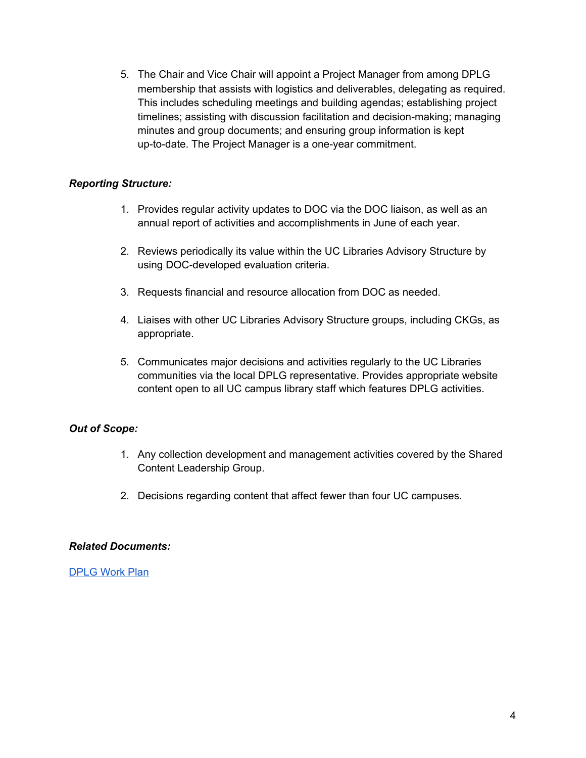5. The Chair and Vice Chair will appoint a Project Manager from among DPLG membership that assists with logistics and deliverables, delegating as required. This includes scheduling meetings and building agendas; establishing project timelines; assisting with discussion facilitation and decision-making; managing minutes and group documents; and ensuring group information is kept up-to-date. The Project Manager is a one-year commitment.

***Reporting Structure:***

1. Provides regular activity updates to DOC via the DOC liaison, as well as an annual report of activities and accomplishments in June of each year.

2. Reviews periodically its value within the UC Libraries Advisory Structure by using DOC-developed evaluation criteria.

3. Requests financial and resource allocation from DOC as needed.

4. Liaises with other UC Libraries Advisory Structure groups, including CKGs, as appropriate.

5. Communicates major decisions and activities regularly to the UC Libraries communities via the local DPLG representative. Provides appropriate website content open to all UC campus library staff which features DPLG activities.

***Out of Scope:***

1. Any collection development and management activities covered by the Shared Content Leadership Group.

2. Decisions regarding content that affect fewer than four UC campuses.

***Related Documents:***

DPLG Work Plan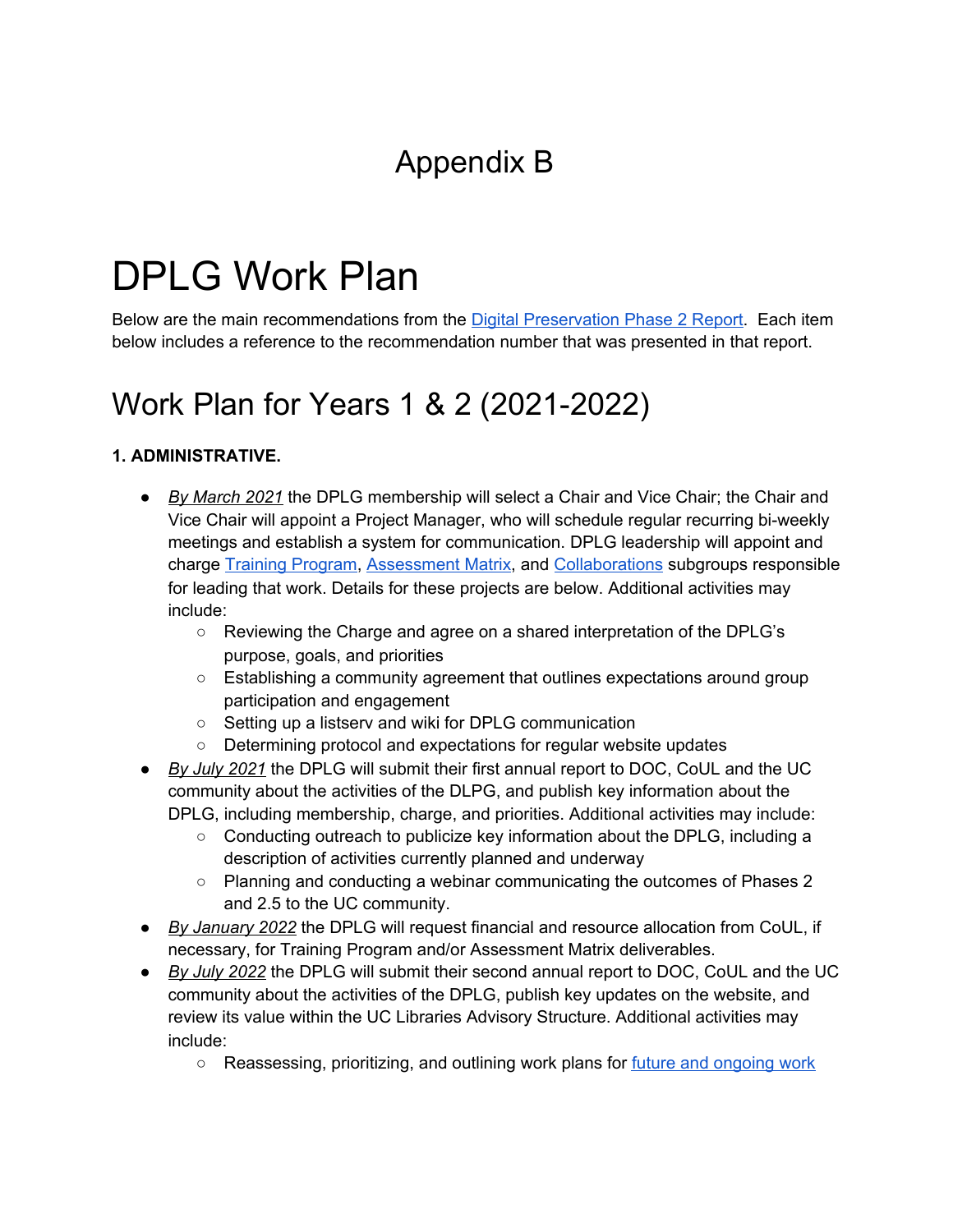# Appendix B

# DPLG Work Plan

Below are the main recommendations from the [Digital Preservation Phase 2 Report](). Each item below includes a reference to the recommendation number that was presented in that report.

## Work Plan for Years 1 & 2 (2021-2022)

**1. ADMINISTRATIVE.**

- *By March 2021* the DPLG membership will select a Chair and Vice Chair; the Chair and Vice Chair will appoint a Project Manager, who will schedule regular recurring bi-weekly meetings and establish a system for communication. DPLG leadership will appoint and charge [Training Program](), [Assessment Matrix](), and [Collaborations]() subgroups responsible for leading that work. Details for these projects are below. Additional activities may include:
  - Reviewing the Charge and agree on a shared interpretation of the DPLG's purpose, goals, and priorities
  - Establishing a community agreement that outlines expectations around group participation and engagement
  - Setting up a listserv and wiki for DPLG communication
  - Determining protocol and expectations for regular website updates
- *By July 2021* the DPLG will submit their first annual report to DOC, CoUL and the UC community about the activities of the DLPG, and publish key information about the DPLG, including membership, charge, and priorities. Additional activities may include:
  - Conducting outreach to publicize key information about the DPLG, including a description of activities currently planned and underway
  - Planning and conducting a webinar communicating the outcomes of Phases 2 and 2.5 to the UC community.
- *By January 2022* the DPLG will request financial and resource allocation from CoUL, if necessary, for Training Program and/or Assessment Matrix deliverables.
- *By July 2022* the DPLG will submit their second annual report to DOC, CoUL and the UC community about the activities of the DPLG, publish key updates on the website, and review its value within the UC Libraries Advisory Structure. Additional activities may include:
  - Reassessing, prioritizing, and outlining work plans for [future and ongoing work]()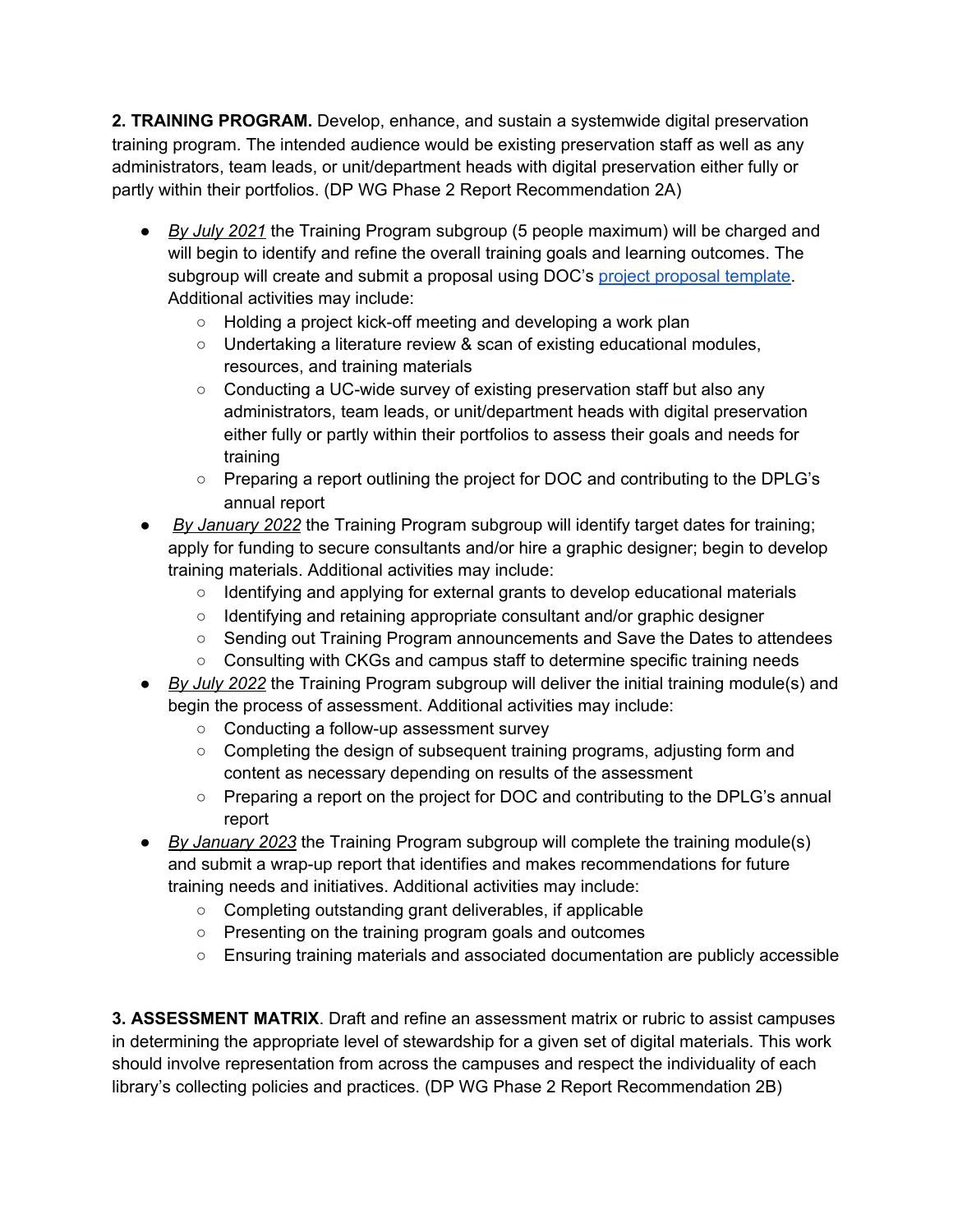**2. TRAINING PROGRAM.** Develop, enhance, and sustain a systemwide digital preservation training program. The intended audience would be existing preservation staff as well as any administrators, team leads, or unit/department heads with digital preservation either fully or partly within their portfolios. (DP WG Phase 2 Report Recommendation 2A)

- *By July 2021* the Training Program subgroup (5 people maximum) will be charged and will begin to identify and refine the overall training goals and learning outcomes. The subgroup will create and submit a proposal using DOC's project proposal template. Additional activities may include:
  - Holding a project kick-off meeting and developing a work plan
  - Undertaking a literature review & scan of existing educational modules, resources, and training materials
  - Conducting a UC-wide survey of existing preservation staff but also any administrators, team leads, or unit/department heads with digital preservation either fully or partly within their portfolios to assess their goals and needs for training
  - Preparing a report outlining the project for DOC and contributing to the DPLG's annual report
- *By January 2022* the Training Program subgroup will identify target dates for training; apply for funding to secure consultants and/or hire a graphic designer; begin to develop training materials. Additional activities may include:
  - Identifying and applying for external grants to develop educational materials
  - Identifying and retaining appropriate consultant and/or graphic designer
  - Sending out Training Program announcements and Save the Dates to attendees
  - Consulting with CKGs and campus staff to determine specific training needs
- *By July 2022* the Training Program subgroup will deliver the initial training module(s) and begin the process of assessment. Additional activities may include:
  - Conducting a follow-up assessment survey
  - Completing the design of subsequent training programs, adjusting form and content as necessary depending on results of the assessment
  - Preparing a report on the project for DOC and contributing to the DPLG's annual report
- *By January 2023* the Training Program subgroup will complete the training module(s) and submit a wrap-up report that identifies and makes recommendations for future training needs and initiatives. Additional activities may include:
  - Completing outstanding grant deliverables, if applicable
  - Presenting on the training program goals and outcomes
  - Ensuring training materials and associated documentation are publicly accessible

**3. ASSESSMENT MATRIX**. Draft and refine an assessment matrix or rubric to assist campuses in determining the appropriate level of stewardship for a given set of digital materials. This work should involve representation from across the campuses and respect the individuality of each library's collecting policies and practices. (DP WG Phase 2 Report Recommendation 2B)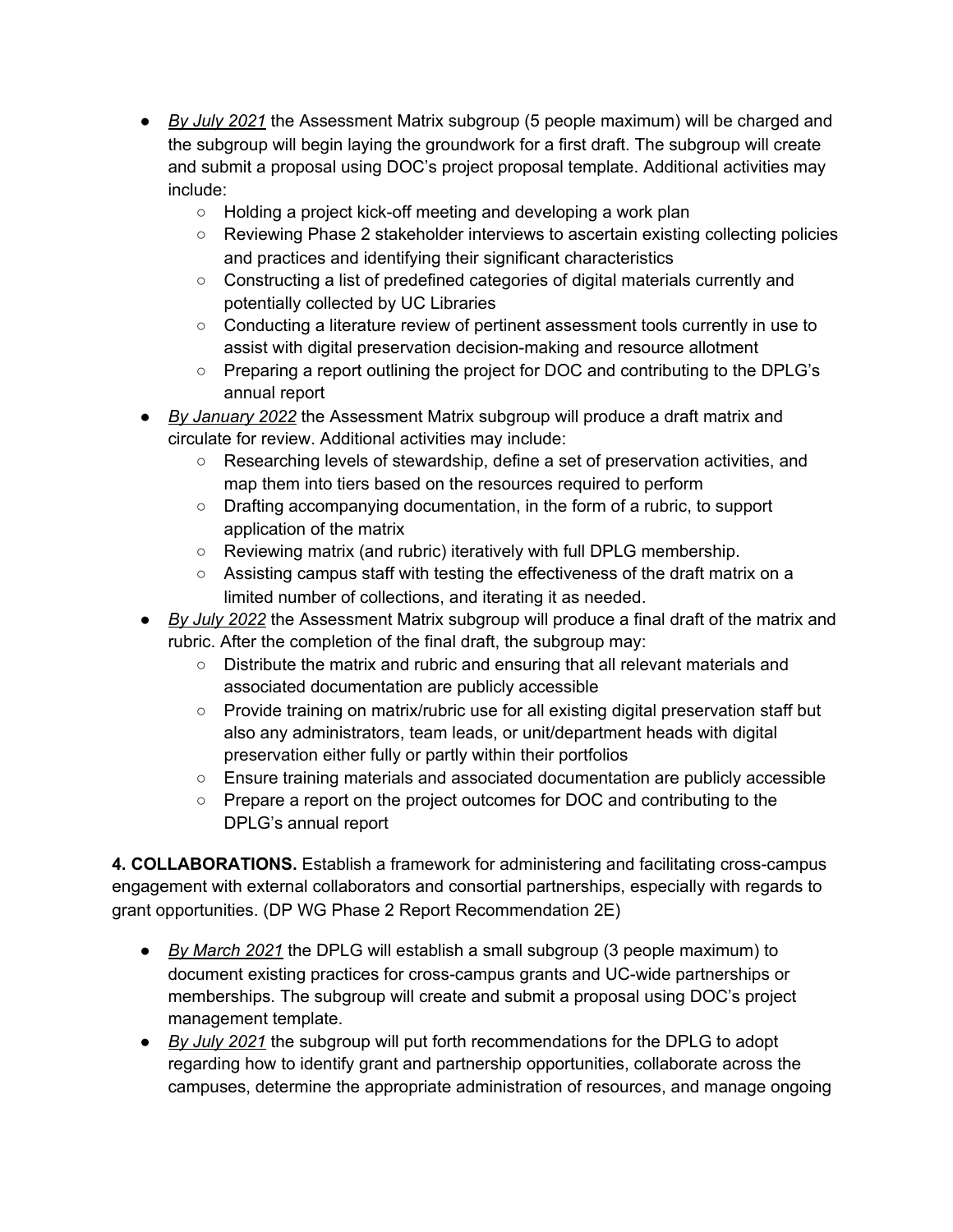- *By July 2021* the Assessment Matrix subgroup (5 people maximum) will be charged and the subgroup will begin laying the groundwork for a first draft. The subgroup will create and submit a proposal using DOC's project proposal template. Additional activities may include:
    - Holding a project kick-off meeting and developing a work plan
    - Reviewing Phase 2 stakeholder interviews to ascertain existing collecting policies and practices and identifying their significant characteristics
    - Constructing a list of predefined categories of digital materials currently and potentially collected by UC Libraries
    - Conducting a literature review of pertinent assessment tools currently in use to assist with digital preservation decision-making and resource allotment
    - Preparing a report outlining the project for DOC and contributing to the DPLG's annual report
- *By January 2022* the Assessment Matrix subgroup will produce a draft matrix and circulate for review. Additional activities may include:
    - Researching levels of stewardship, define a set of preservation activities, and map them into tiers based on the resources required to perform
    - Drafting accompanying documentation, in the form of a rubric, to support application of the matrix
    - Reviewing matrix (and rubric) iteratively with full DPLG membership.
    - Assisting campus staff with testing the effectiveness of the draft matrix on a limited number of collections, and iterating it as needed.
- *By July 2022* the Assessment Matrix subgroup will produce a final draft of the matrix and rubric. After the completion of the final draft, the subgroup may:
    - Distribute the matrix and rubric and ensuring that all relevant materials and associated documentation are publicly accessible
    - Provide training on matrix/rubric use for all existing digital preservation staff but also any administrators, team leads, or unit/department heads with digital preservation either fully or partly within their portfolios
    - Ensure training materials and associated documentation are publicly accessible
    - Prepare a report on the project outcomes for DOC and contributing to the DPLG's annual report

**4. COLLABORATIONS.** Establish a framework for administering and facilitating cross-campus engagement with external collaborators and consortial partnerships, especially with regards to grant opportunities. (DP WG Phase 2 Report Recommendation 2E)

- *By March 2021* the DPLG will establish a small subgroup (3 people maximum) to document existing practices for cross-campus grants and UC-wide partnerships or memberships. The subgroup will create and submit a proposal using DOC's project management template.
- *By July 2021* the subgroup will put forth recommendations for the DPLG to adopt regarding how to identify grant and partnership opportunities, collaborate across the campuses, determine the appropriate administration of resources, and manage ongoing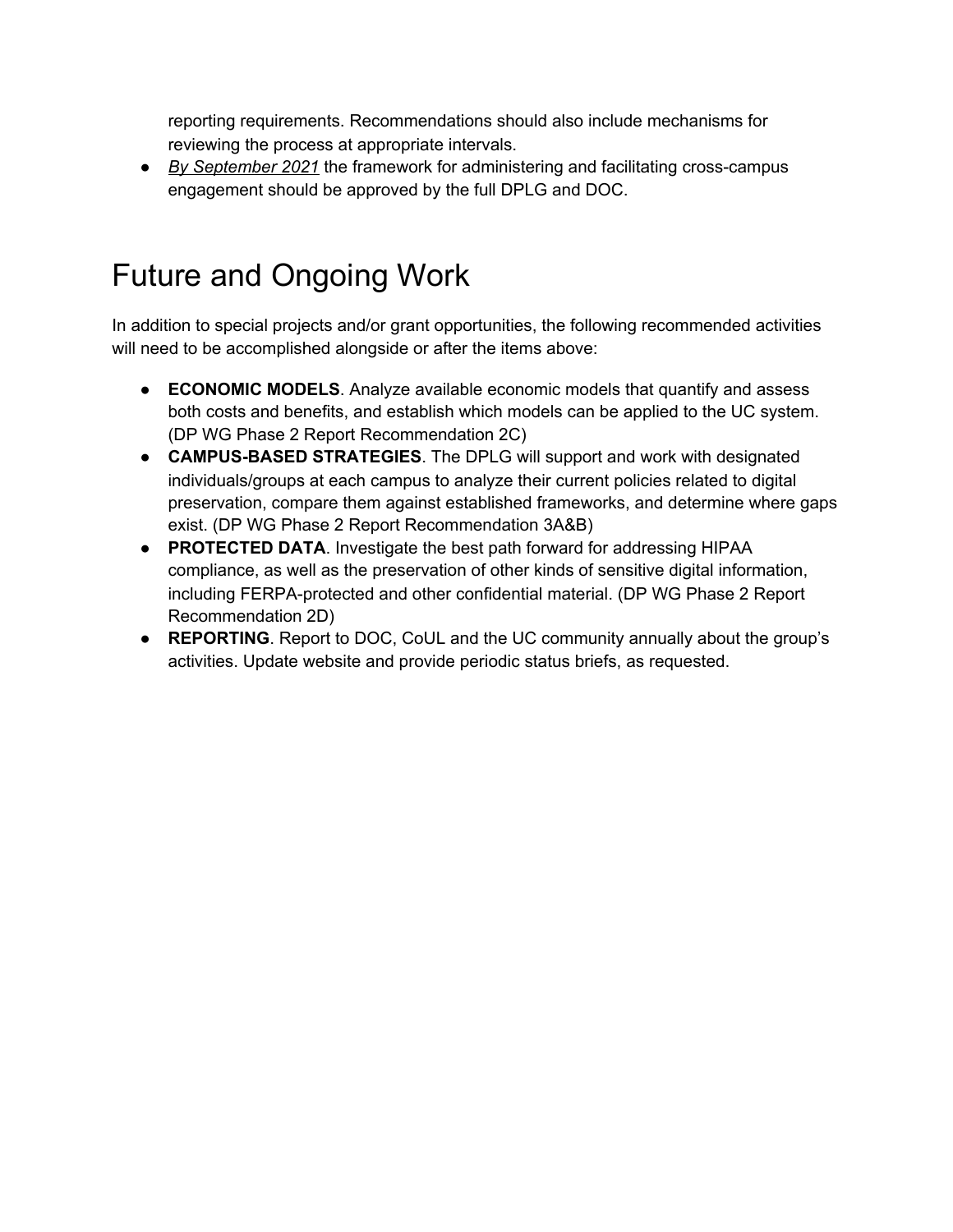reporting requirements. Recommendations should also include mechanisms for reviewing the process at appropriate intervals.

- *By September 2021* the framework for administering and facilitating cross-campus engagement should be approved by the full DPLG and DOC.

# Future and Ongoing Work

In addition to special projects and/or grant opportunities, the following recommended activities will need to be accomplished alongside or after the items above:

- **ECONOMIC MODELS**. Analyze available economic models that quantify and assess both costs and benefits, and establish which models can be applied to the UC system. (DP WG Phase 2 Report Recommendation 2C)
- **CAMPUS-BASED STRATEGIES**. The DPLG will support and work with designated individuals/groups at each campus to analyze their current policies related to digital preservation, compare them against established frameworks, and determine where gaps exist. (DP WG Phase 2 Report Recommendation 3A&B)
- **PROTECTED DATA**. Investigate the best path forward for addressing HIPAA compliance, as well as the preservation of other kinds of sensitive digital information, including FERPA-protected and other confidential material. (DP WG Phase 2 Report Recommendation 2D)
- **REPORTING**. Report to DOC, CoUL and the UC community annually about the group's activities. Update website and provide periodic status briefs, as requested.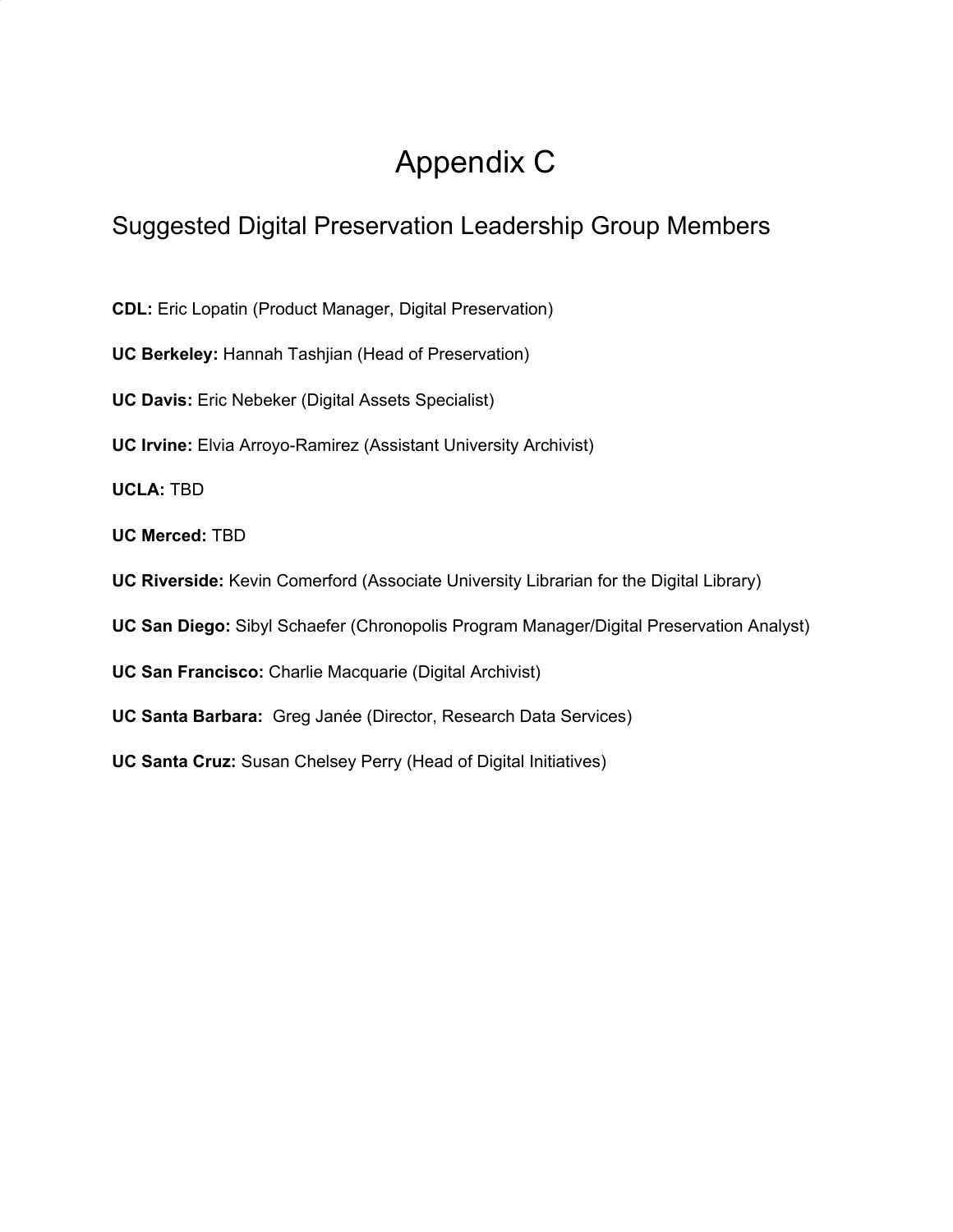# Appendix C

## Suggested Digital Preservation Leadership Group Members

**CDL:** Eric Lopatin (Product Manager, Digital Preservation)

**UC Berkeley:** Hannah Tashjian (Head of Preservation)

**UC Davis:** Eric Nebeker (Digital Assets Specialist)

**UC Irvine:** Elvia Arroyo-Ramirez (Assistant University Archivist)

**UCLA:** TBD

**UC Merced:** TBD

**UC Riverside:** Kevin Comerford (Associate University Librarian for the Digital Library)

**UC San Diego:** Sibyl Schaefer (Chronopolis Program Manager/Digital Preservation Analyst)

**UC San Francisco:** Charlie Macquarie (Digital Archivist)

**UC Santa Barbara:** Greg Janée (Director, Research Data Services)

**UC Santa Cruz:** Susan Chelsey Perry (Head of Digital Initiatives)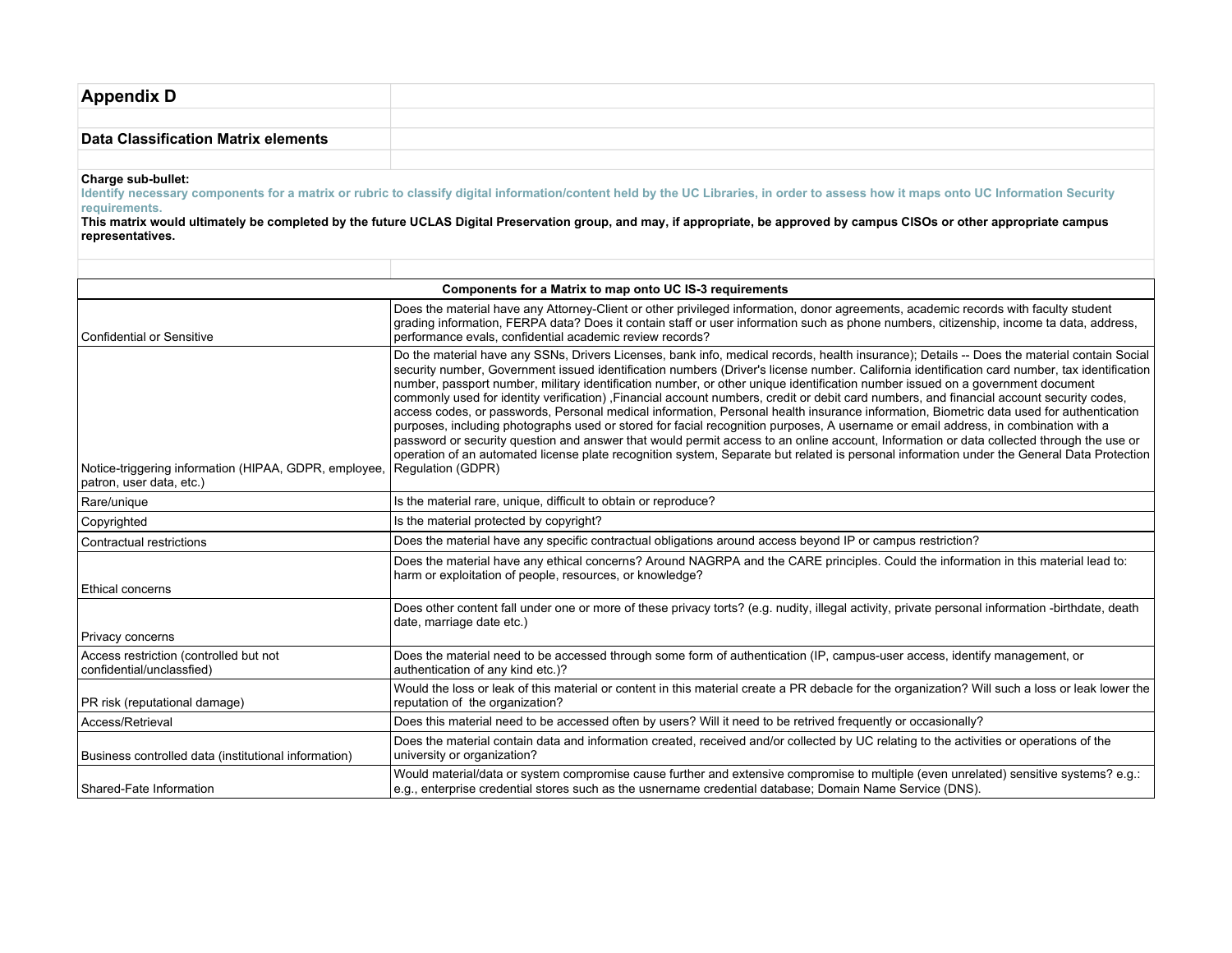## Appendix D

### Data Classification Matrix elements

**Charge sub-bullet:**

**Identify necessary components for a matrix or rubric to classify digital information/content held by the UC Libraries, in order to assess how it maps onto UC Information Security requirements.**

**This matrix would ultimately be completed by the future UCLAS Digital Preservation group, and may, if appropriate, be approved by campus CISOs or other appropriate campus representatives.**

| Components for a Matrix to map onto UC IS-3 requirements | |
|---|---|
| Confidential or Sensitive | Does the material have any Attorney-Client or other privileged information, donor agreements, academic records with faculty student grading information, FERPA data? Does it contain staff or user information such as phone numbers, citizenship, income ta data, address, performance evals, confidential academic review records? |
| Notice-triggering information (HIPAA, GDPR, employee, patron, user data, etc.) | Do the material have any SSNs, Drivers Licenses, bank info, medical records, health insurance); Details -- Does the material contain Social security number, Government issued identification numbers (Driver's license number. California identification card number, tax identification number, passport number, military identification number, or other unique identification number issued on a government document commonly used for identity verification) ,Financial account numbers, credit or debit card numbers, and financial account security codes, access codes, or passwords, Personal medical information, Personal health insurance information, Biometric data used for authentication purposes, including photographs used or stored for facial recognition purposes, A username or email address, in combination with a password or security question and answer that would permit access to an online account, Information or data collected through the use or operation of an automated license plate recognition system, Separate but related is personal information under the General Data Protection Regulation (GDPR) |
| Rare/unique | Is the material rare, unique, difficult to obtain or reproduce? |
| Copyrighted | Is the material protected by copyright? |
| Contractual restrictions | Does the material have any specific contractual obligations around access beyond IP or campus restriction? |
| Ethical concerns | Does the material have any ethical concerns? Around NAGRPA and the CARE principles. Could the information in this material lead to: harm or exploitation of people, resources, or knowledge? |
| Privacy concerns | Does other content fall under one or more of these privacy torts? (e.g. nudity, illegal activity, private personal information -birthdate, death date, marriage date etc.) |
| Access restriction (controlled but not confidential/unclassfied) | Does the material need to be accessed through some form of authentication (IP, campus-user access, identify management, or authentication of any kind etc.)? |
| PR risk (reputational damage) | Would the loss or leak of this material or content in this material create a PR debacle for the organization? Will such a loss or leak lower the reputation of the organization? |
| Access/Retrieval | Does this material need to be accessed often by users? Will it need to be retrived frequently or occasionally? |
| Business controlled data (institutional information) | Does the material contain data and information created, received and/or collected by UC relating to the activities or operations of the university or organization? |
| Shared-Fate Information | Would material/data or system compromise cause further and extensive compromise to multiple (even unrelated) sensitive systems? e.g.: e.g., enterprise credential stores such as the usnername credential database; Domain Name Service (DNS). |